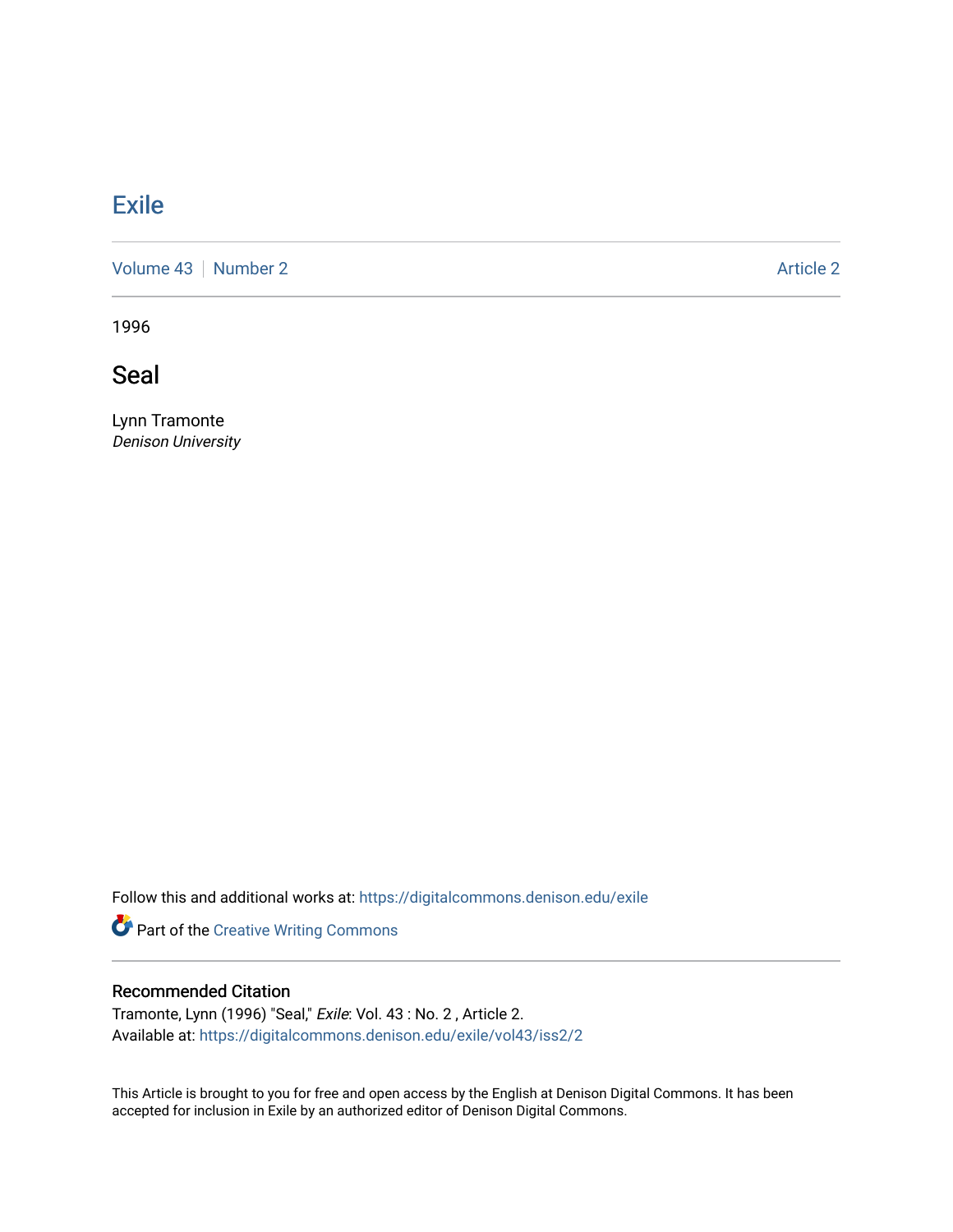# Exile

Volume 43 | Number 2 Article 2

1996

## Seal

Lynn Tramonte
*Denison University*

Follow this and additional works at: https://digitalcommons.denison.edu/exile

Part of the Creative Writing Commons

### Recommended Citation

Tramonte, Lynn (1996) "Seal," *Exile*: Vol. 43 : No. 2 , Article 2.
Available at: https://digitalcommons.denison.edu/exile/vol43/iss2/2

This Article is brought to you for free and open access by the English at Denison Digital Commons. It has been accepted for inclusion in Exile by an authorized editor of Denison Digital Commons.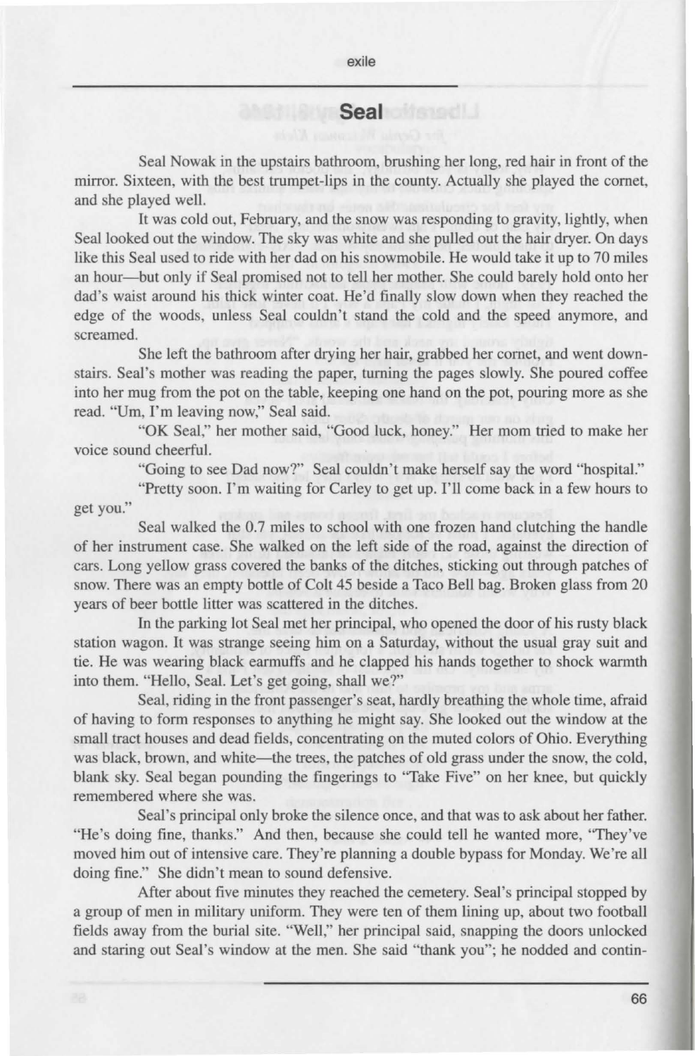## Seal

Seal Nowak in the upstairs bathroom, brushing her long, red hair in front of the mirror. Sixteen, with the best trumpet-lips in the county. Actually she played the cornet, and she played well.

It was cold out, February, and the snow was responding to gravity, lightly, when Seal looked out the window. The sky was white and she pulled out the hair dryer. On days like this Seal used to ride with her dad on his snowmobile. He would take it up to 70 miles an hour—but only if Seal promised not to tell her mother. She could barely hold onto her dad's waist around his thick winter coat. He'd finally slow down when they reached the edge of the woods, unless Seal couldn't stand the cold and the speed anymore, and screamed.

She left the bathroom after drying her hair, grabbed her cornet, and went downstairs. Seal's mother was reading the paper, turning the pages slowly. She poured coffee into her mug from the pot on the table, keeping one hand on the pot, pouring more as she read. "Um, I'm leaving now," Seal said.

"OK Seal," her mother said, "Good luck, honey." Her mom tried to make her voice sound cheerful.

"Going to see Dad now?" Seal couldn't make herself say the word "hospital."

"Pretty soon. I'm waiting for Carley to get up. I'll come back in a few hours to get you."

Seal walked the 0.7 miles to school with one frozen hand clutching the handle of her instrument case. She walked on the left side of the road, against the direction of cars. Long yellow grass covered the banks of the ditches, sticking out through patches of snow. There was an empty bottle of Colt 45 beside a Taco Bell bag. Broken glass from 20 years of beer bottle litter was scattered in the ditches.

In the parking lot Seal met her principal, who opened the door of his rusty black station wagon. It was strange seeing him on a Saturday, without the usual gray suit and tie. He was wearing black earmuffs and he clapped his hands together to shock warmth into them. "Hello, Seal. Let's get going, shall we?"

Seal, riding in the front passenger's seat, hardly breathing the whole time, afraid of having to form responses to anything he might say. She looked out the window at the small tract houses and dead fields, concentrating on the muted colors of Ohio. Everything was black, brown, and white—the trees, the patches of old grass under the snow, the cold, blank sky. Seal began pounding the fingerings to "Take Five" on her knee, but quickly remembered where she was.

Seal's principal only broke the silence once, and that was to ask about her father. "He's doing fine, thanks." And then, because she could tell he wanted more, "They've moved him out of intensive care. They're planning a double bypass for Monday. We're all doing fine." She didn't mean to sound defensive.

After about five minutes they reached the cemetery. Seal's principal stopped by a group of men in military uniform. They were ten of them lining up, about two football fields away from the burial site. "Well," her principal said, snapping the doors unlocked and staring out Seal's window at the men. She said "thank you"; he nodded and contin-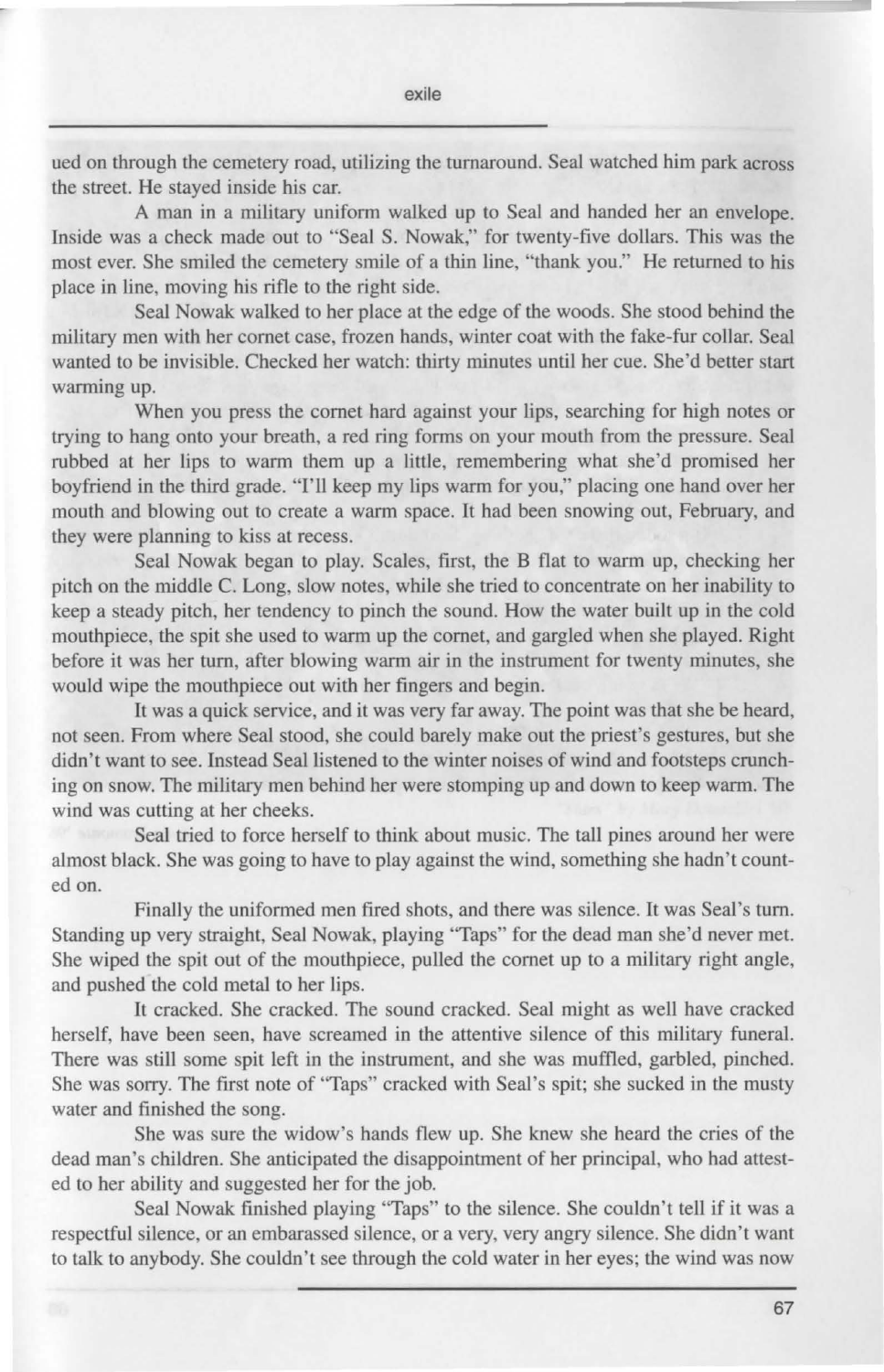ued on through the cemetery road, utilizing the turnaround. Seal watched him park across the street. He stayed inside his car.

A man in a military uniform walked up to Seal and handed her an envelope. Inside was a check made out to "Seal S. Nowak," for twenty-five dollars. This was the most ever. She smiled the cemetery smile of a thin line, "thank you." He returned to his place in line, moving his rifle to the right side.

Seal Nowak walked to her place at the edge of the woods. She stood behind the military men with her cornet case, frozen hands, winter coat with the fake-fur collar. Seal wanted to be invisible. Checked her watch: thirty minutes until her cue. She'd better start warming up.

When you press the cornet hard against your lips, searching for high notes or trying to hang onto your breath, a red ring forms on your mouth from the pressure. Seal rubbed at her lips to warm them up a little, remembering what she'd promised her boyfriend in the third grade. "I'll keep my lips warm for you," placing one hand over her mouth and blowing out to create a warm space. It had been snowing out, February, and they were planning to kiss at recess.

Seal Nowak began to play. Scales, first, the B flat to warm up, checking her pitch on the middle C. Long, slow notes, while she tried to concentrate on her inability to keep a steady pitch, her tendency to pinch the sound. How the water built up in the cold mouthpiece, the spit she used to warm up the cornet, and gargled when she played. Right before it was her turn, after blowing warm air in the instrument for twenty minutes, she would wipe the mouthpiece out with her fingers and begin.

It was a quick service, and it was very far away. The point was that she be heard, not seen. From where Seal stood, she could barely make out the priest's gestures, but she didn't want to see. Instead Seal listened to the winter noises of wind and footsteps crunching on snow. The military men behind her were stomping up and down to keep warm. The wind was cutting at her cheeks.

Seal tried to force herself to think about music. The tall pines around her were almost black. She was going to have to play against the wind, something she hadn't counted on.

Finally the uniformed men fired shots, and there was silence. It was Seal's turn. Standing up very straight, Seal Nowak, playing "Taps" for the dead man she'd never met. She wiped the spit out of the mouthpiece, pulled the cornet up to a military right angle, and pushed the cold metal to her lips.

It cracked. She cracked. The sound cracked. Seal might as well have cracked herself, have been seen, have screamed in the attentive silence of this military funeral. There was still some spit left in the instrument, and she was muffled, garbled, pinched. She was sorry. The first note of "Taps" cracked with Seal's spit; she sucked in the musty water and finished the song.

She was sure the widow's hands flew up. She knew she heard the cries of the dead man's children. She anticipated the disappointment of her principal, who had attested to her ability and suggested her for the job.

Seal Nowak finished playing "Taps" to the silence. She couldn't tell if it was a respectful silence, or an embarassed silence, or a very, very angry silence. She didn't want to talk to anybody. She couldn't see through the cold water in her eyes; the wind was now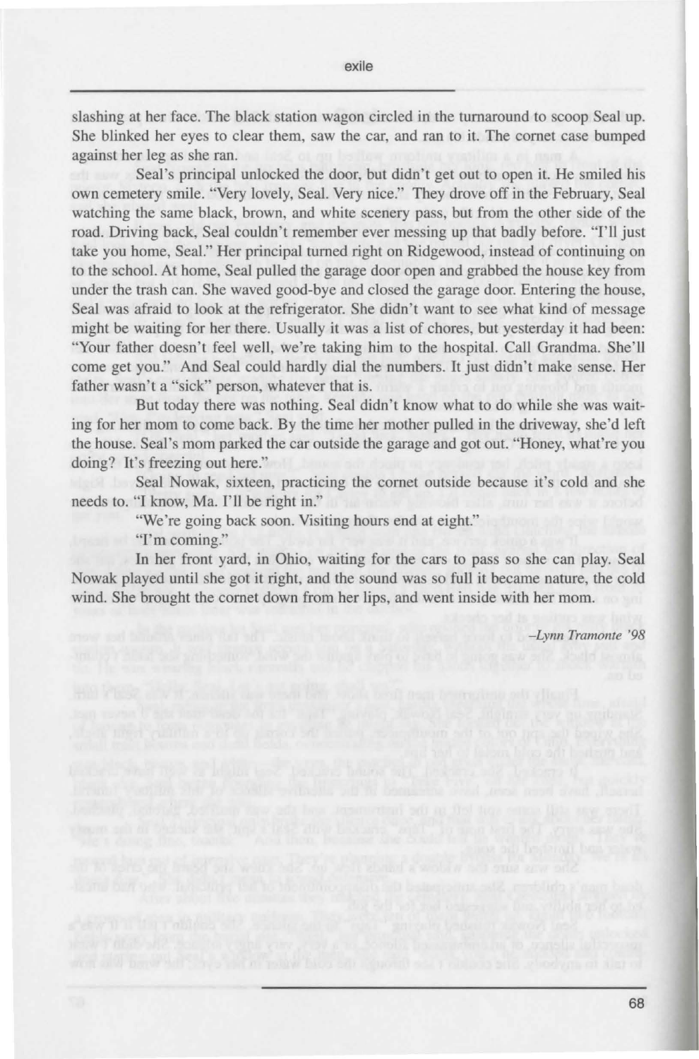slashing at her face. The black station wagon circled in the turnaround to scoop Seal up. She blinked her eyes to clear them, saw the car, and ran to it. The cornet case bumped against her leg as she ran.

Seal's principal unlocked the door, but didn't get out to open it. He smiled his own cemetery smile. "Very lovely, Seal. Very nice." They drove off in the February, Seal watching the same black, brown, and white scenery pass, but from the other side of the road. Driving back, Seal couldn't remember ever messing up that badly before. "I'll just take you home, Seal." Her principal turned right on Ridgewood, instead of continuing on to the school. At home, Seal pulled the garage door open and grabbed the house key from under the trash can. She waved good-bye and closed the garage door. Entering the house, Seal was afraid to look at the refrigerator. She didn't want to see what kind of message might be waiting for her there. Usually it was a list of chores, but yesterday it had been: "Your father doesn't feel well, we're taking him to the hospital. Call Grandma. She'll come get you." And Seal could hardly dial the numbers. It just didn't make sense. Her father wasn't a "sick" person, whatever that is.

But today there was nothing. Seal didn't know what to do while she was waiting for her mom to come back. By the time her mother pulled in the driveway, she'd left the house. Seal's mom parked the car outside the garage and got out. "Honey, what're you doing? It's freezing out here."

Seal Nowak, sixteen, practicing the cornet outside because it's cold and she needs to. "I know, Ma. I'll be right in."

"We're going back soon. Visiting hours end at eight."

"I'm coming."

In her front yard, in Ohio, waiting for the cars to pass so she can play. Seal Nowak played until she got it right, and the sound was so full it became nature, the cold wind. She brought the cornet down from her lips, and went inside with her mom.

*–Lynn Tramonte '98*